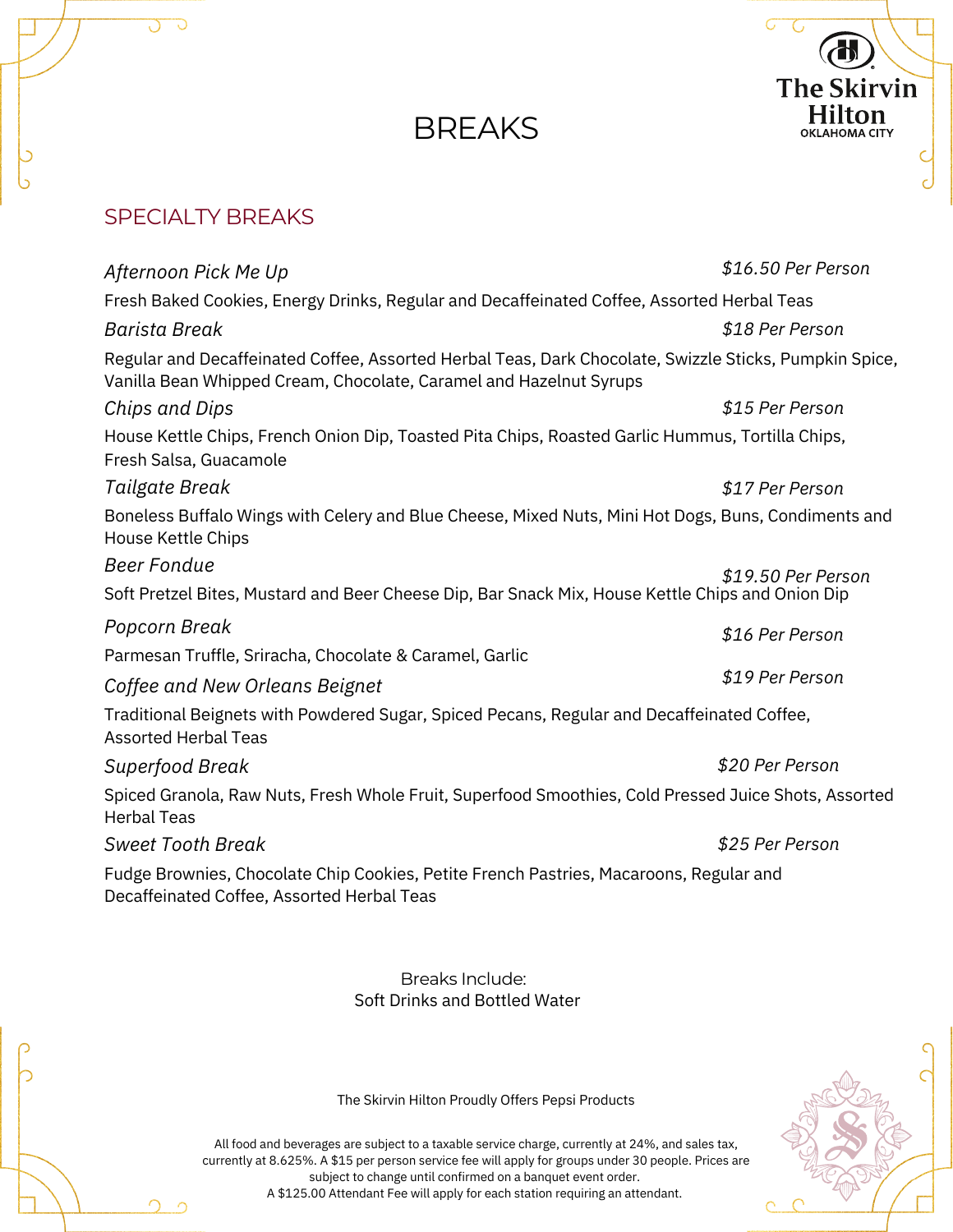The Skirvin Hilton
OKLAHOMA CITY

# BREAKS

## SPECIALTY BREAKS

*Afternoon Pick Me Up* — *$16.50 Per Person*

Fresh Baked Cookies, Energy Drinks, Regular and Decaffeinated Coffee, Assorted Herbal Teas

*Barista Break* — *$18 Per Person*

Regular and Decaffeinated Coffee, Assorted Herbal Teas, Dark Chocolate, Swizzle Sticks, Pumpkin Spice, Vanilla Bean Whipped Cream, Chocolate, Caramel and Hazelnut Syrups

*Chips and Dips* — *$15 Per Person*

House Kettle Chips, French Onion Dip, Toasted Pita Chips, Roasted Garlic Hummus, Tortilla Chips, Fresh Salsa, Guacamole

*Tailgate Break* — *$17 Per Person*

Boneless Buffalo Wings with Celery and Blue Cheese, Mixed Nuts, Mini Hot Dogs, Buns, Condiments and House Kettle Chips

*Beer Fondue* — *$19.50 Per Person*

Soft Pretzel Bites, Mustard and Beer Cheese Dip, Bar Snack Mix, House Kettle Chips and Onion Dip

*Popcorn Break* — *$16 Per Person*

Parmesan Truffle, Sriracha, Chocolate & Caramel, Garlic

*Coffee and New Orleans Beignet* — *$19 Per Person*

Traditional Beignets with Powdered Sugar, Spiced Pecans, Regular and Decaffeinated Coffee, Assorted Herbal Teas

*Superfood Break* — *$20 Per Person*

Spiced Granola, Raw Nuts, Fresh Whole Fruit, Superfood Smoothies, Cold Pressed Juice Shots, Assorted Herbal Teas

*Sweet Tooth Break* — *$25 Per Person*

Fudge Brownies, Chocolate Chip Cookies, Petite French Pastries, Macaroons, Regular and Decaffeinated Coffee, Assorted Herbal Teas

Breaks Include:
Soft Drinks and Bottled Water

The Skirvin Hilton Proudly Offers Pepsi Products

All food and beverages are subject to a taxable service charge, currently at 24%, and sales tax, currently at 8.625%. A $15 per person service fee will apply for groups under 30 people. Prices are subject to change until confirmed on a banquet event order.
A $125.00 Attendant Fee will apply for each station requiring an attendant.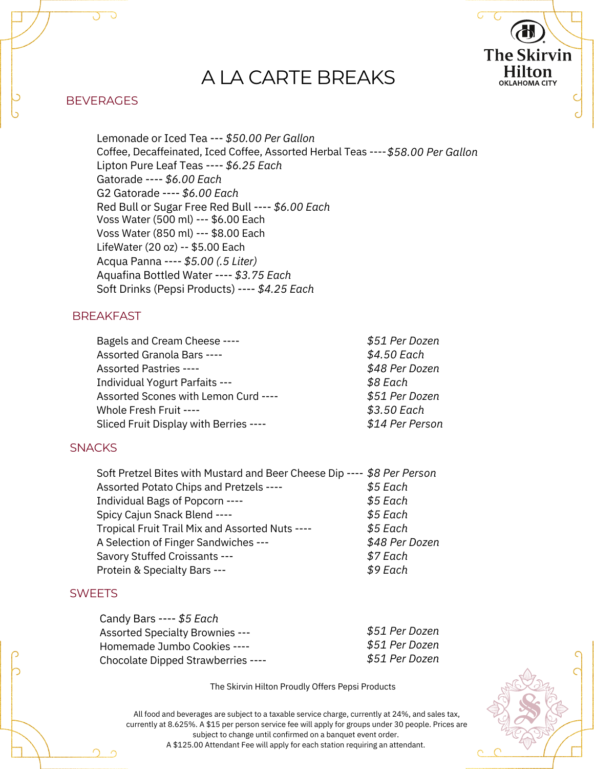# A LA CARTE BREAKS

## BEVERAGES

Lemonade or Iced Tea --- *$50.00 Per Gallon*
Coffee, Decaffeinated, Iced Coffee, Assorted Herbal Teas ----*$58.00 Per Gallon*
Lipton Pure Leaf Teas ---- *$6.25 Each*
Gatorade ---- *$6.00 Each*
G2 Gatorade ---- *$6.00 Each*
Red Bull or Sugar Free Red Bull ---- *$6.00 Each*
Voss Water (500 ml) --- $6.00 Each
Voss Water (850 ml) --- $8.00 Each
LifeWater (20 oz) -- $5.00 Each
Acqua Panna ---- *$5.00 (.5 Liter)*
Aquafina Bottled Water ---- *$3.75 Each*
Soft Drinks (Pepsi Products) ---- *$4.25 Each*

## BREAKFAST

| | |
|---|---|
| Bagels and Cream Cheese ---- | *$51 Per Dozen* |
| Assorted Granola Bars ---- | *$4.50 Each* |
| Assorted Pastries ---- | *$48 Per Dozen* |
| Individual Yogurt Parfaits --- | *$8 Each* |
| Assorted Scones with Lemon Curd ---- | *$51 Per Dozen* |
| Whole Fresh Fruit ---- | *$3.50 Each* |
| Sliced Fruit Display with Berries ---- | *$14 Per Person* |

## SNACKS

| | |
|---|---|
| Soft Pretzel Bites with Mustard and Beer Cheese Dip ---- | *$8 Per Person* |
| Assorted Potato Chips and Pretzels ---- | *$5 Each* |
| Individual Bags of Popcorn ---- | *$5 Each* |
| Spicy Cajun Snack Blend ---- | *$5 Each* |
| Tropical Fruit Trail Mix and Assorted Nuts ---- | *$5 Each* |
| A Selection of Finger Sandwiches --- | *$48 Per Dozen* |
| Savory Stuffed Croissants --- | *$7 Each* |
| Protein & Specialty Bars --- | *$9 Each* |

## SWEETS

Candy Bars ---- *$5 Each*

| | |
|---|---|
| Assorted Specialty Brownies --- | *$51 Per Dozen* |
| Homemade Jumbo Cookies ---- | *$51 Per Dozen* |
| Chocolate Dipped Strawberries ---- | *$51 Per Dozen* |

The Skirvin Hilton Proudly Offers Pepsi Products

All food and beverages are subject to a taxable service charge, currently at 24%, and sales tax, currently at 8.625%. A $15 per person service fee will apply for groups under 30 people. Prices are subject to change until confirmed on a banquet event order.
A $125.00 Attendant Fee will apply for each station requiring an attendant.